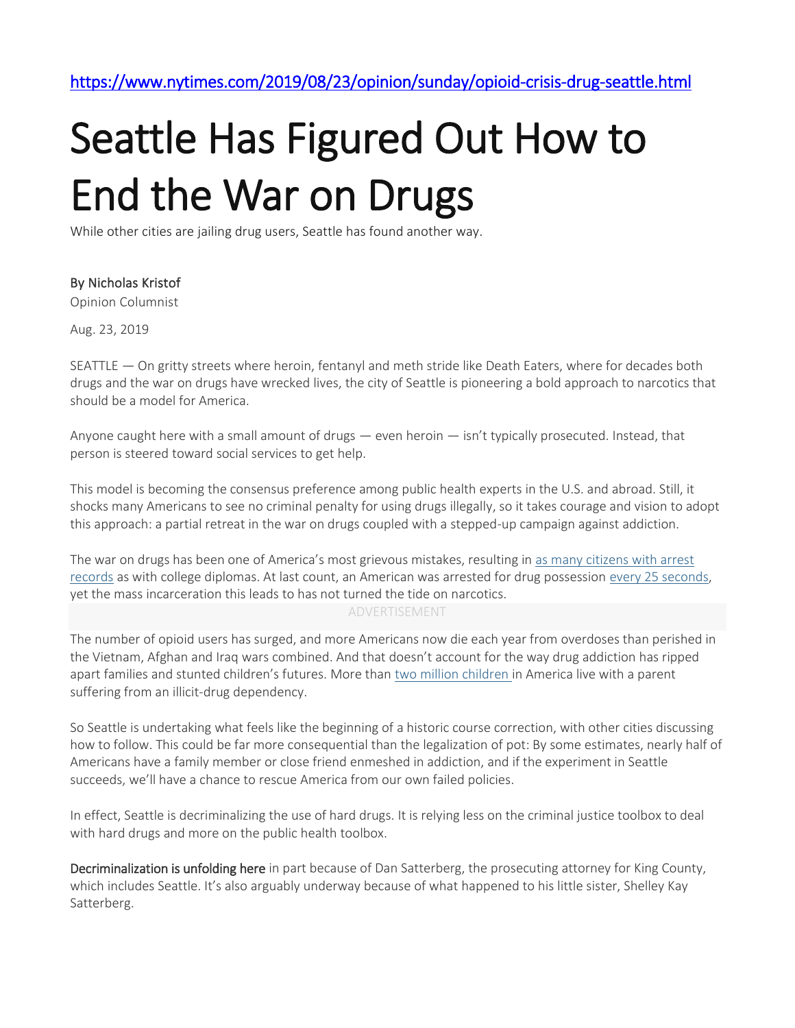https://www.nytimes.com/2019/08/23/opinion/sunday/opioid-crisis-drug-seattle.html

# Seattle Has Figured Out How to End the War on Drugs

While other cities are jailing drug users, Seattle has found another way.

By Nicholas Kristof

Opinion Columnist

Aug. 23, 2019

SEATTLE — On gritty streets where heroin, fentanyl and meth stride like Death Eaters, where for decades both drugs and the war on drugs have wrecked lives, the city of Seattle is pioneering a bold approach to narcotics that should be a model for America.

Anyone caught here with a small amount of drugs — even heroin — isn't typically prosecuted. Instead, that person is steered toward social services to get help.

This model is becoming the consensus preference among public health experts in the U.S. and abroad. Still, it shocks many Americans to see no criminal penalty for using drugs illegally, so it takes courage and vision to adopt this approach: a partial retreat in the war on drugs coupled with a stepped-up campaign against addiction.

The war on drugs has been one of America's most grievous mistakes, resulting in as many citizens with arrest records as with college diplomas. At last count, an American was arrested for drug possession every 25 seconds, yet the mass incarceration this leads to has not turned the tide on narcotics.

ADVERTISEMENT

The number of opioid users has surged, and more Americans now die each year from overdoses than perished in the Vietnam, Afghan and Iraq wars combined. And that doesn't account for the way drug addiction has ripped apart families and stunted children's futures. More than two million children in America live with a parent suffering from an illicit-drug dependency.

So Seattle is undertaking what feels like the beginning of a historic course correction, with other cities discussing how to follow. This could be far more consequential than the legalization of pot: By some estimates, nearly half of Americans have a family member or close friend enmeshed in addiction, and if the experiment in Seattle succeeds, we'll have a chance to rescue America from our own failed policies.

In effect, Seattle is decriminalizing the use of hard drugs. It is relying less on the criminal justice toolbox to deal with hard drugs and more on the public health toolbox.

**Decriminalization is unfolding here** in part because of Dan Satterberg, the prosecuting attorney for King County, which includes Seattle. It's also arguably underway because of what happened to his little sister, Shelley Kay Satterberg.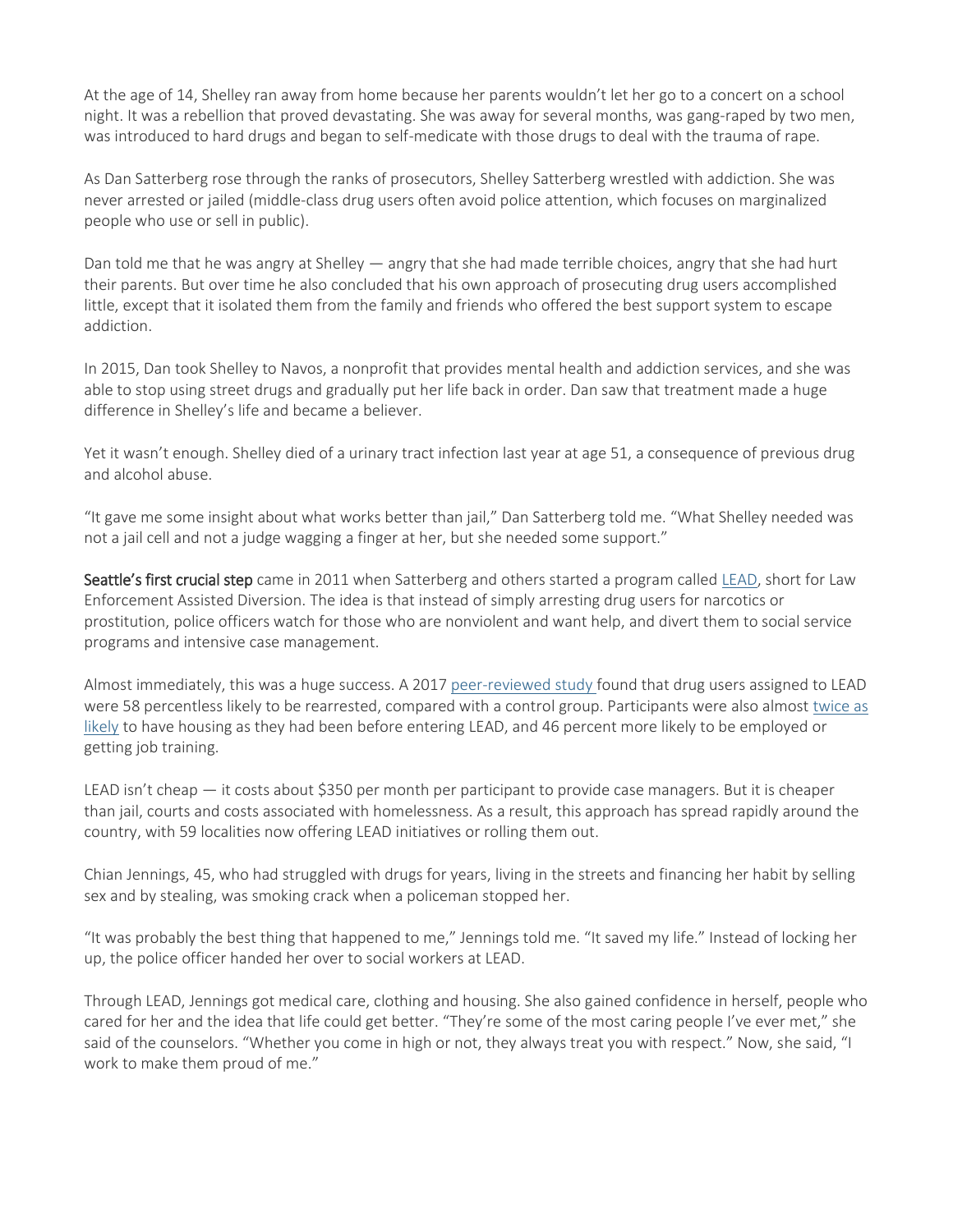At the age of 14, Shelley ran away from home because her parents wouldn't let her go to a concert on a school night. It was a rebellion that proved devastating. She was away for several months, was gang-raped by two men, was introduced to hard drugs and began to self-medicate with those drugs to deal with the trauma of rape.

As Dan Satterberg rose through the ranks of prosecutors, Shelley Satterberg wrestled with addiction. She was never arrested or jailed (middle-class drug users often avoid police attention, which focuses on marginalized people who use or sell in public).

Dan told me that he was angry at Shelley — angry that she had made terrible choices, angry that she had hurt their parents. But over time he also concluded that his own approach of prosecuting drug users accomplished little, except that it isolated them from the family and friends who offered the best support system to escape addiction.

In 2015, Dan took Shelley to Navos, a nonprofit that provides mental health and addiction services, and she was able to stop using street drugs and gradually put her life back in order. Dan saw that treatment made a huge difference in Shelley's life and became a believer.

Yet it wasn't enough. Shelley died of a urinary tract infection last year at age 51, a consequence of previous drug and alcohol abuse.

"It gave me some insight about what works better than jail," Dan Satterberg told me. "What Shelley needed was not a jail cell and not a judge wagging a finger at her, but she needed some support."

**Seattle's first crucial step** came in 2011 when Satterberg and others started a program called LEAD, short for Law Enforcement Assisted Diversion. The idea is that instead of simply arresting drug users for narcotics or prostitution, police officers watch for those who are nonviolent and want help, and divert them to social service programs and intensive case management.

Almost immediately, this was a huge success. A 2017 peer-reviewed study found that drug users assigned to LEAD were 58 percentless likely to be rearrested, compared with a control group. Participants were also almost twice as likely to have housing as they had been before entering LEAD, and 46 percent more likely to be employed or getting job training.

LEAD isn't cheap — it costs about $350 per month per participant to provide case managers. But it is cheaper than jail, courts and costs associated with homelessness. As a result, this approach has spread rapidly around the country, with 59 localities now offering LEAD initiatives or rolling them out.

Chian Jennings, 45, who had struggled with drugs for years, living in the streets and financing her habit by selling sex and by stealing, was smoking crack when a policeman stopped her.

"It was probably the best thing that happened to me," Jennings told me. "It saved my life." Instead of locking her up, the police officer handed her over to social workers at LEAD.

Through LEAD, Jennings got medical care, clothing and housing. She also gained confidence in herself, people who cared for her and the idea that life could get better. "They're some of the most caring people I've ever met," she said of the counselors. "Whether you come in high or not, they always treat you with respect." Now, she said, "I work to make them proud of me."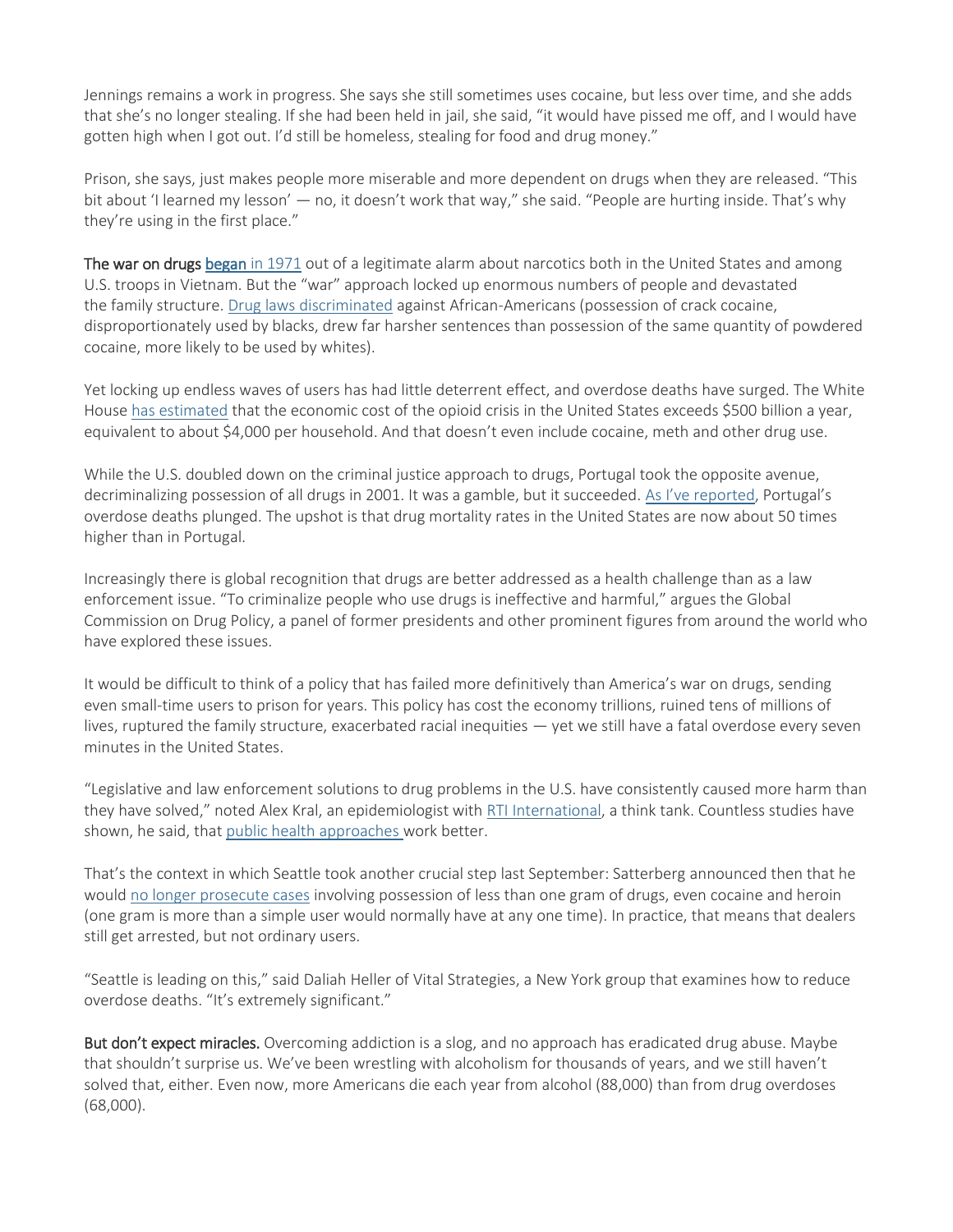Jennings remains a work in progress. She says she still sometimes uses cocaine, but less over time, and she adds that she's no longer stealing. If she had been held in jail, she said, "it would have pissed me off, and I would have gotten high when I got out. I'd still be homeless, stealing for food and drug money."

Prison, she says, just makes people more miserable and more dependent on drugs when they are released. "This bit about 'I learned my lesson' — no, it doesn't work that way," she said. "People are hurting inside. That's why they're using in the first place."

**The war on drugs** began in 1971 out of a legitimate alarm about narcotics both in the United States and among U.S. troops in Vietnam. But the "war" approach locked up enormous numbers of people and devastated the family structure. Drug laws discriminated against African-Americans (possession of crack cocaine, disproportionately used by blacks, drew far harsher sentences than possession of the same quantity of powdered cocaine, more likely to be used by whites).

Yet locking up endless waves of users has had little deterrent effect, and overdose deaths have surged. The White House has estimated that the economic cost of the opioid crisis in the United States exceeds $500 billion a year, equivalent to about $4,000 per household. And that doesn't even include cocaine, meth and other drug use.

While the U.S. doubled down on the criminal justice approach to drugs, Portugal took the opposite avenue, decriminalizing possession of all drugs in 2001. It was a gamble, but it succeeded. As I've reported, Portugal's overdose deaths plunged. The upshot is that drug mortality rates in the United States are now about 50 times higher than in Portugal.

Increasingly there is global recognition that drugs are better addressed as a health challenge than as a law enforcement issue. "To criminalize people who use drugs is ineffective and harmful," argues the Global Commission on Drug Policy, a panel of former presidents and other prominent figures from around the world who have explored these issues.

It would be difficult to think of a policy that has failed more definitively than America's war on drugs, sending even small-time users to prison for years. This policy has cost the economy trillions, ruined tens of millions of lives, ruptured the family structure, exacerbated racial inequities — yet we still have a fatal overdose every seven minutes in the United States.

"Legislative and law enforcement solutions to drug problems in the U.S. have consistently caused more harm than they have solved," noted Alex Kral, an epidemiologist with RTI International, a think tank. Countless studies have shown, he said, that public health approaches work better.

That's the context in which Seattle took another crucial step last September: Satterberg announced then that he would no longer prosecute cases involving possession of less than one gram of drugs, even cocaine and heroin (one gram is more than a simple user would normally have at any one time). In practice, that means that dealers still get arrested, but not ordinary users.

"Seattle is leading on this," said Daliah Heller of Vital Strategies, a New York group that examines how to reduce overdose deaths. "It's extremely significant."

**But don't expect miracles.** Overcoming addiction is a slog, and no approach has eradicated drug abuse. Maybe that shouldn't surprise us. We've been wrestling with alcoholism for thousands of years, and we still haven't solved that, either. Even now, more Americans die each year from alcohol (88,000) than from drug overdoses (68,000).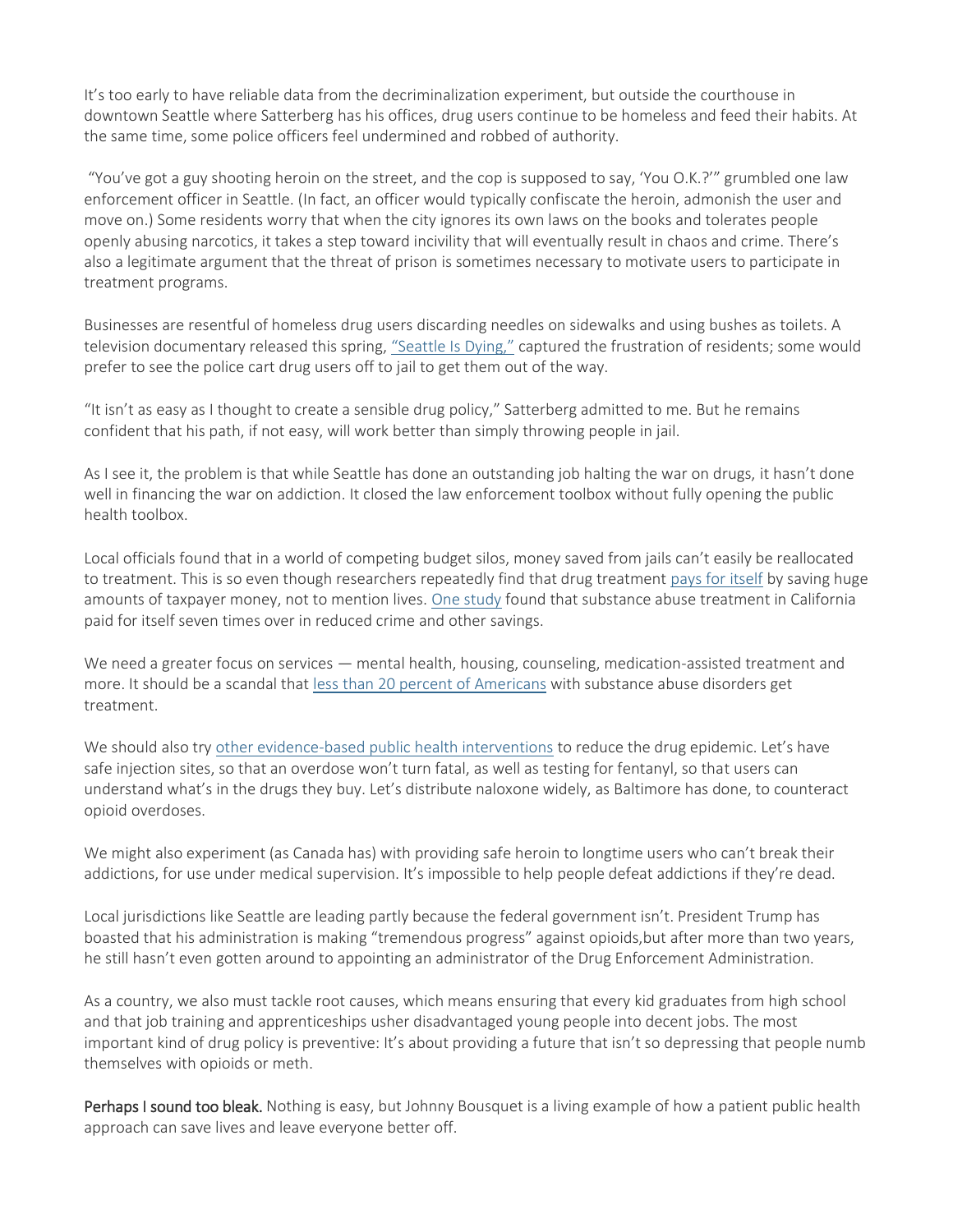It's too early to have reliable data from the decriminalization experiment, but outside the courthouse in downtown Seattle where Satterberg has his offices, drug users continue to be homeless and feed their habits. At the same time, some police officers feel undermined and robbed of authority.

"You've got a guy shooting heroin on the street, and the cop is supposed to say, 'You O.K.?'" grumbled one law enforcement officer in Seattle. (In fact, an officer would typically confiscate the heroin, admonish the user and move on.) Some residents worry that when the city ignores its own laws on the books and tolerates people openly abusing narcotics, it takes a step toward incivility that will eventually result in chaos and crime. There's also a legitimate argument that the threat of prison is sometimes necessary to motivate users to participate in treatment programs.

Businesses are resentful of homeless drug users discarding needles on sidewalks and using bushes as toilets. A television documentary released this spring, "Seattle Is Dying," captured the frustration of residents; some would prefer to see the police cart drug users off to jail to get them out of the way.

"It isn't as easy as I thought to create a sensible drug policy," Satterberg admitted to me. But he remains confident that his path, if not easy, will work better than simply throwing people in jail.

As I see it, the problem is that while Seattle has done an outstanding job halting the war on drugs, it hasn't done well in financing the war on addiction. It closed the law enforcement toolbox without fully opening the public health toolbox.

Local officials found that in a world of competing budget silos, money saved from jails can't easily be reallocated to treatment. This is so even though researchers repeatedly find that drug treatment pays for itself by saving huge amounts of taxpayer money, not to mention lives. One study found that substance abuse treatment in California paid for itself seven times over in reduced crime and other savings.

We need a greater focus on services — mental health, housing, counseling, medication-assisted treatment and more. It should be a scandal that less than 20 percent of Americans with substance abuse disorders get treatment.

We should also try other evidence-based public health interventions to reduce the drug epidemic. Let's have safe injection sites, so that an overdose won't turn fatal, as well as testing for fentanyl, so that users can understand what's in the drugs they buy. Let's distribute naloxone widely, as Baltimore has done, to counteract opioid overdoses.

We might also experiment (as Canada has) with providing safe heroin to longtime users who can't break their addictions, for use under medical supervision. It's impossible to help people defeat addictions if they're dead.

Local jurisdictions like Seattle are leading partly because the federal government isn't. President Trump has boasted that his administration is making "tremendous progress" against opioids,but after more than two years, he still hasn't even gotten around to appointing an administrator of the Drug Enforcement Administration.

As a country, we also must tackle root causes, which means ensuring that every kid graduates from high school and that job training and apprenticeships usher disadvantaged young people into decent jobs. The most important kind of drug policy is preventive: It's about providing a future that isn't so depressing that people numb themselves with opioids or meth.

**Perhaps I sound too bleak.** Nothing is easy, but Johnny Bousquet is a living example of how a patient public health approach can save lives and leave everyone better off.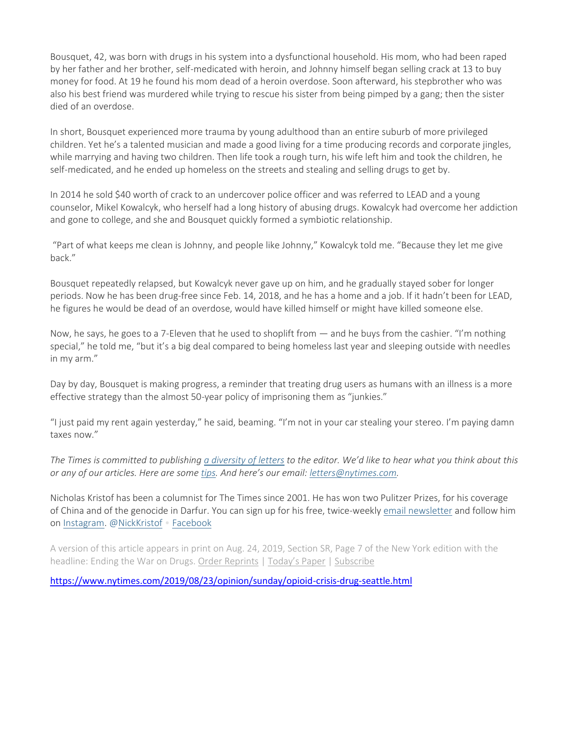Bousquet, 42, was born with drugs in his system into a dysfunctional household. His mom, who had been raped by her father and her brother, self-medicated with heroin, and Johnny himself began selling crack at 13 to buy money for food. At 19 he found his mom dead of a heroin overdose. Soon afterward, his stepbrother who was also his best friend was murdered while trying to rescue his sister from being pimped by a gang; then the sister died of an overdose.

In short, Bousquet experienced more trauma by young adulthood than an entire suburb of more privileged children. Yet he's a talented musician and made a good living for a time producing records and corporate jingles, while marrying and having two children. Then life took a rough turn, his wife left him and took the children, he self-medicated, and he ended up homeless on the streets and stealing and selling drugs to get by.

In 2014 he sold $40 worth of crack to an undercover police officer and was referred to LEAD and a young counselor, Mikel Kowalcyk, who herself had a long history of abusing drugs. Kowalcyk had overcome her addiction and gone to college, and she and Bousquet quickly formed a symbiotic relationship.

"Part of what keeps me clean is Johnny, and people like Johnny," Kowalcyk told me. "Because they let me give back."

Bousquet repeatedly relapsed, but Kowalcyk never gave up on him, and he gradually stayed sober for longer periods. Now he has been drug-free since Feb. 14, 2018, and he has a home and a job. If it hadn't been for LEAD, he figures he would be dead of an overdose, would have killed himself or might have killed someone else.

Now, he says, he goes to a 7-Eleven that he used to shoplift from — and he buys from the cashier. "I'm nothing special," he told me, "but it's a big deal compared to being homeless last year and sleeping outside with needles in my arm."

Day by day, Bousquet is making progress, a reminder that treating drug users as humans with an illness is a more effective strategy than the almost 50-year policy of imprisoning them as "junkies."

"I just paid my rent again yesterday," he said, beaming. "I'm not in your car stealing your stereo. I'm paying damn taxes now."

*The Times is committed to publishing a diversity of letters to the editor. We'd like to hear what you think about this or any of our articles. Here are some tips. And here's our email: letters@nytimes.com.*

Nicholas Kristof has been a columnist for The Times since 2001. He has won two Pulitzer Prizes, for his coverage of China and of the genocide in Darfur. You can sign up for his free, twice-weekly email newsletter and follow him on Instagram. @NickKristof • Facebook

A version of this article appears in print on Aug. 24, 2019, Section SR, Page 7 of the New York edition with the headline: Ending the War on Drugs. Order Reprints | Today's Paper | Subscribe

https://www.nytimes.com/2019/08/23/opinion/sunday/opioid-crisis-drug-seattle.html